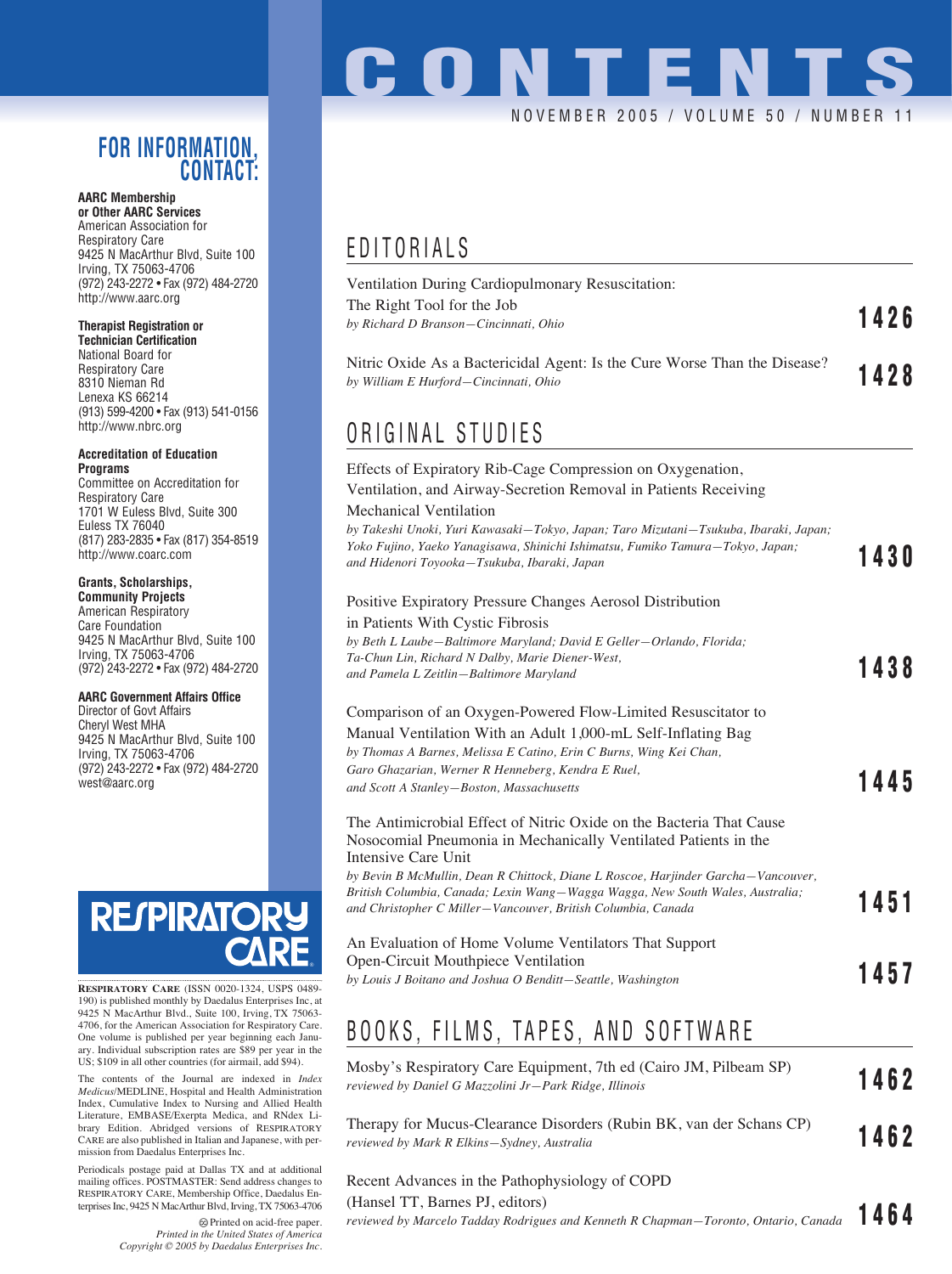# CONTENTS

NOVEMBER 2005 / VOLUME 50 / NUMBER 11

## EDITORIALS

Ventilation During Cardiopulmonary Resuscitation: The Right Tool for the Job
*by Richard D Branson—Cincinnati, Ohio* — **1426**

Nitric Oxide As a Bactericidal Agent: Is the Cure Worse Than the Disease?
*by William E Hurford—Cincinnati, Ohio* — **1428**

## ORIGINAL STUDIES

Effects of Expiratory Rib-Cage Compression on Oxygenation, Ventilation, and Airway-Secretion Removal in Patients Receiving Mechanical Ventilation
*by Takeshi Unoki, Yuri Kawasaki—Tokyo, Japan; Taro Mizutani—Tsukuba, Ibaraki, Japan; Yoko Fujino, Yaeko Yanagisawa, Shinichi Ishimatsu, Fumiko Tamura—Tokyo, Japan; and Hidenori Toyooka—Tsukuba, Ibaraki, Japan* — **1430**

Positive Expiratory Pressure Changes Aerosol Distribution in Patients With Cystic Fibrosis
*by Beth L Laube—Baltimore Maryland; David E Geller—Orlando, Florida; Ta-Chun Lin, Richard N Dalby, Marie Diener-West, and Pamela L Zeitlin—Baltimore Maryland* — **1438**

Comparison of an Oxygen-Powered Flow-Limited Resuscitator to Manual Ventilation With an Adult 1,000-mL Self-Inflating Bag
*by Thomas A Barnes, Melissa E Catino, Erin C Burns, Wing Kei Chan, Garo Ghazarian, Werner R Henneberg, Kendra E Ruel, and Scott A Stanley—Boston, Massachusetts* — **1445**

The Antimicrobial Effect of Nitric Oxide on the Bacteria That Cause Nosocomial Pneumonia in Mechanically Ventilated Patients in the Intensive Care Unit
*by Bevin B McMullin, Dean R Chittock, Diane L Roscoe, Harjinder Garcha—Vancouver, British Columbia, Canada; Lexin Wang—Wagga Wagga, New South Wales, Australia; and Christopher C Miller—Vancouver, British Columbia, Canada* — **1451**

An Evaluation of Home Volume Ventilators That Support Open-Circuit Mouthpiece Ventilation
*by Louis J Boitano and Joshua O Benditt—Seattle, Washington* — **1457**

## BOOKS, FILMS, TAPES, AND SOFTWARE

Mosby's Respiratory Care Equipment, 7th ed (Cairo JM, Pilbeam SP)
*reviewed by Daniel G Mazzolini Jr—Park Ridge, Illinois* — **1462**

Therapy for Mucus-Clearance Disorders (Rubin BK, van der Schans CP)
*reviewed by Mark R Elkins—Sydney, Australia* — **1462**

Recent Advances in the Pathophysiology of COPD (Hansel TT, Barnes PJ, editors)
*reviewed by Marcelo Tadday Rodrigues and Kenneth R Chapman—Toronto, Ontario, Canada* — **1464**

---

## FOR INFORMATION, CONTACT:

**AARC Membership or Other AARC Services**
American Association for Respiratory Care
9425 N MacArthur Blvd, Suite 100
Irving, TX 75063-4706
(972) 243-2272 • Fax (972) 484-2720
http://www.aarc.org

**Therapist Registration or Technician Certification**
National Board for Respiratory Care
8310 Nieman Rd
Lenexa KS 66214
(913) 599-4200 • Fax (913) 541-0156
http://www.nbrc.org

**Accreditation of Education Programs**
Committee on Accreditation for Respiratory Care
1701 W Euless Blvd, Suite 300
Euless TX 76040
(817) 283-2835 • Fax (817) 354-8519
http://www.coarc.com

**Grants, Scholarships, Community Projects**
American Respiratory Care Foundation
9425 N MacArthur Blvd, Suite 100
Irving, TX 75063-4706
(972) 243-2272 • Fax (972) 484-2720

**AARC Government Affairs Office**
Director of Govt Affairs
Cheryl West MHA
9425 N MacArthur Blvd, Suite 100
Irving, TX 75063-4706
(972) 243-2272 • Fax (972) 484-2720
west@aarc.org

RESPIRATORY CARE

RESPIRATORY CARE (ISSN 0020-1324, USPS 0489-190) is published monthly by Daedalus Enterprises Inc, at 9425 N MacArthur Blvd., Suite 100, Irving, TX 75063-4706, for the American Association for Respiratory Care. One volume is published per year beginning each January. Individual subscription rates are $89 per year in the US; $109 in all other countries (for airmail, add $94).

The contents of the Journal are indexed in *Index Medicus*/MEDLINE, Hospital and Health Administration Index, Cumulative Index to Nursing and Allied Health Literature, EMBASE/Exerpta Medica, and RNdex Library Edition. Abridged versions of RESPIRATORY CARE are also published in Italian and Japanese, with permission from Daedalus Enterprises Inc.

Periodicals postage paid at Dallas TX and at additional mailing offices. POSTMASTER: Send address changes to RESPIRATORY CARE, Membership Office, Daedalus Enterprises Inc, 9425 N MacArthur Blvd, Irving, TX 75063-4706

Printed on acid-free paper.
*Printed in the United States of America*
*Copyright © 2005 by Daedalus Enterprises Inc.*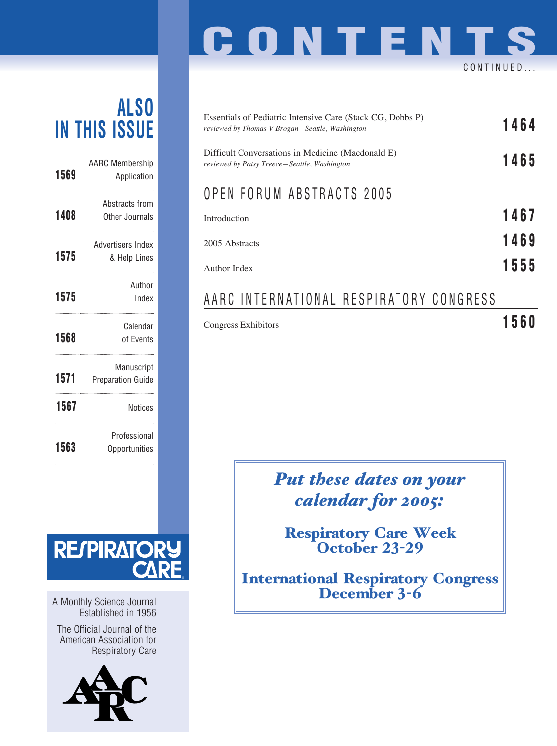# CONTENTS

CONTINUED...

Essentials of Pediatric Intensive Care (Stack CG, Dobbs P) 1464
*reviewed by Thomas V Brogan—Seattle, Washington*

Difficult Conversations in Medicine (Macdonald E) 1465
*reviewed by Patsy Treece—Seattle, Washington*

## OPEN FORUM ABSTRACTS 2005

Introduction 1467

2005 Abstracts 1469

Author Index 1555

## AARC INTERNATIONAL RESPIRATORY CONGRESS

Congress Exhibitors 1560

## ALSO IN THIS ISSUE

| | |
|---|---|
| 1569 | AARC Membership Application |
| 1408 | Abstracts from Other Journals |
| 1575 | Advertisers Index & Help Lines |
| 1575 | Author Index |
| 1568 | Calendar of Events |
| 1571 | Manuscript Preparation Guide |
| 1567 | Notices |
| 1563 | Professional Opportunities |

*Put these dates on your calendar for 2005:*

**Respiratory Care Week**
**October 23-29**

**International Respiratory Congress**
**December 3-6**

RESPIRATORY CARE

A Monthly Science Journal
Established in 1956

The Official Journal of the
American Association for
Respiratory Care

AARC